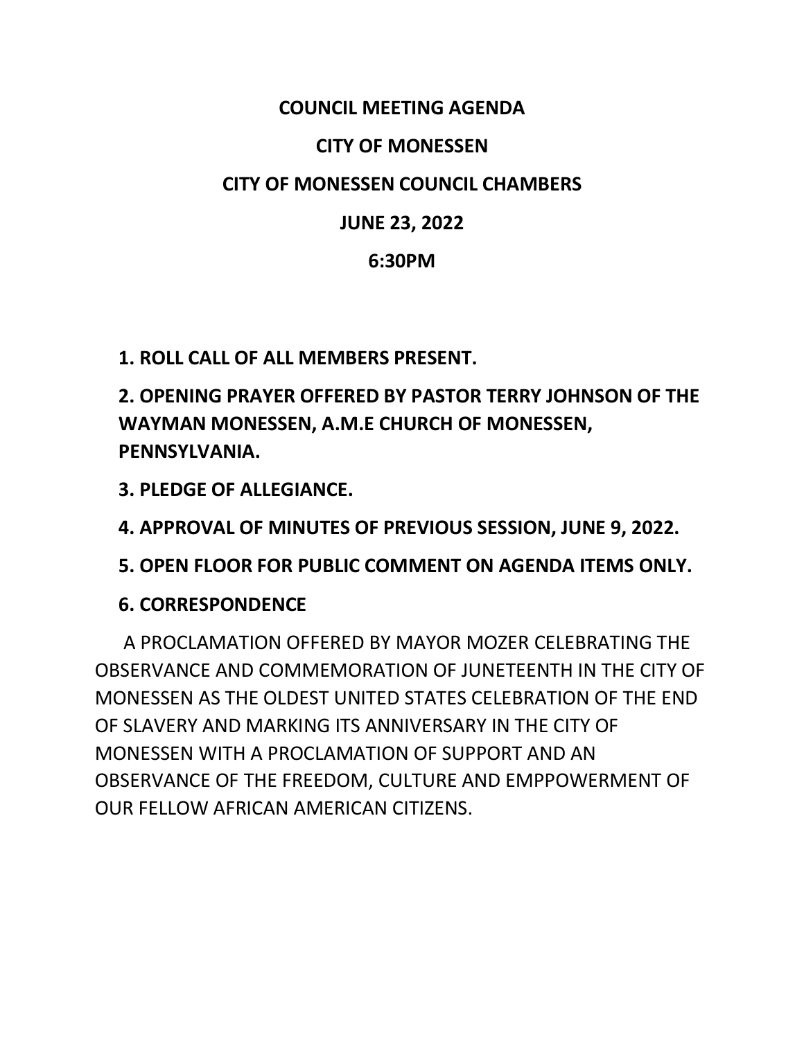# COUNCIL MEETING AGENDA

## CITY OF MONESSEN

## CITY OF MONESSEN COUNCIL CHAMBERS

## JUNE 23, 2022

## 6:30PM

**1. ROLL CALL OF ALL MEMBERS PRESENT.**

**2. OPENING PRAYER OFFERED BY PASTOR TERRY JOHNSON OF THE WAYMAN MONESSEN, A.M.E CHURCH OF MONESSEN, PENNSYLVANIA.**

**3. PLEDGE OF ALLEGIANCE.**

**4. APPROVAL OF MINUTES OF PREVIOUS SESSION, JUNE 9, 2022.**

**5. OPEN FLOOR FOR PUBLIC COMMENT ON AGENDA ITEMS ONLY.**

**6. CORRESPONDENCE**

A PROCLAMATION OFFERED BY MAYOR MOZER CELEBRATING THE OBSERVANCE AND COMMEMORATION OF JUNETEENTH IN THE CITY OF MONESSEN AS THE OLDEST UNITED STATES CELEBRATION OF THE END OF SLAVERY AND MARKING ITS ANNIVERSARY IN THE CITY OF MONESSEN WITH A PROCLAMATION OF SUPPORT AND AN OBSERVANCE OF THE FREEDOM, CULTURE AND EMPPOWERMENT OF OUR FELLOW AFRICAN AMERICAN CITIZENS.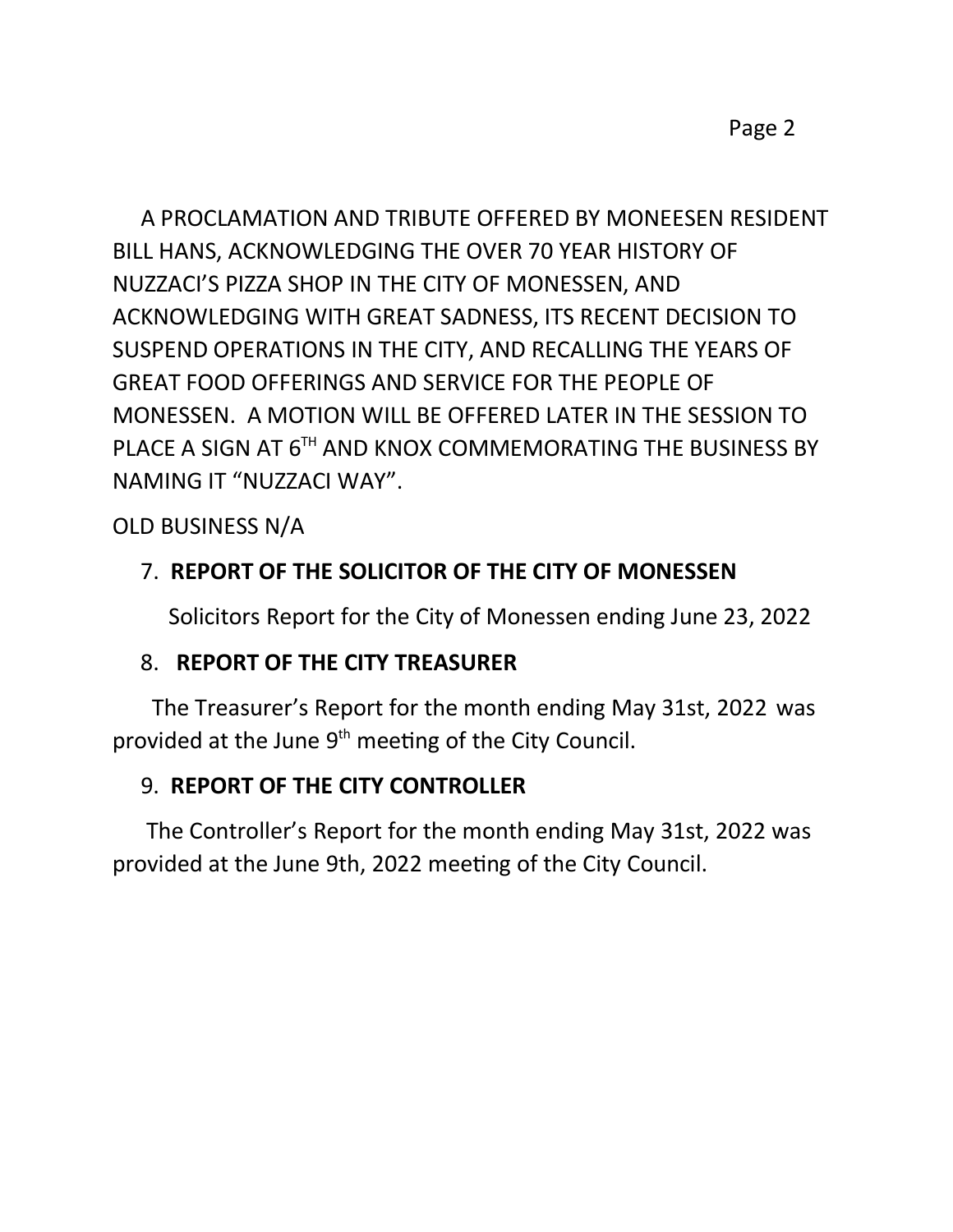A PROCLAMATION AND TRIBUTE OFFERED BY MONEESEN RESIDENT BILL HANS, ACKNOWLEDGING THE OVER 70 YEAR HISTORY OF NUZZACI'S PIZZA SHOP IN THE CITY OF MONESSEN, AND ACKNOWLEDGING WITH GREAT SADNESS, ITS RECENT DECISION TO SUSPEND OPERATIONS IN THE CITY, AND RECALLING THE YEARS OF GREAT FOOD OFFERINGS AND SERVICE FOR THE PEOPLE OF MONESSEN. A MOTION WILL BE OFFERED LATER IN THE SESSION TO PLACE A SIGN AT 6TH AND KNOX COMMEMORATING THE BUSINESS BY NAMING IT "NUZZACI WAY".

OLD BUSINESS N/A

7. **REPORT OF THE SOLICITOR OF THE CITY OF MONESSEN**

   Solicitors Report for the City of Monessen ending June 23, 2022

8. **REPORT OF THE CITY TREASURER**

The Treasurer's Report for the month ending May 31st, 2022 was provided at the June 9th meeting of the City Council.

9. **REPORT OF THE CITY CONTROLLER**

The Controller's Report for the month ending May 31st, 2022 was provided at the June 9th, 2022 meeting of the City Council.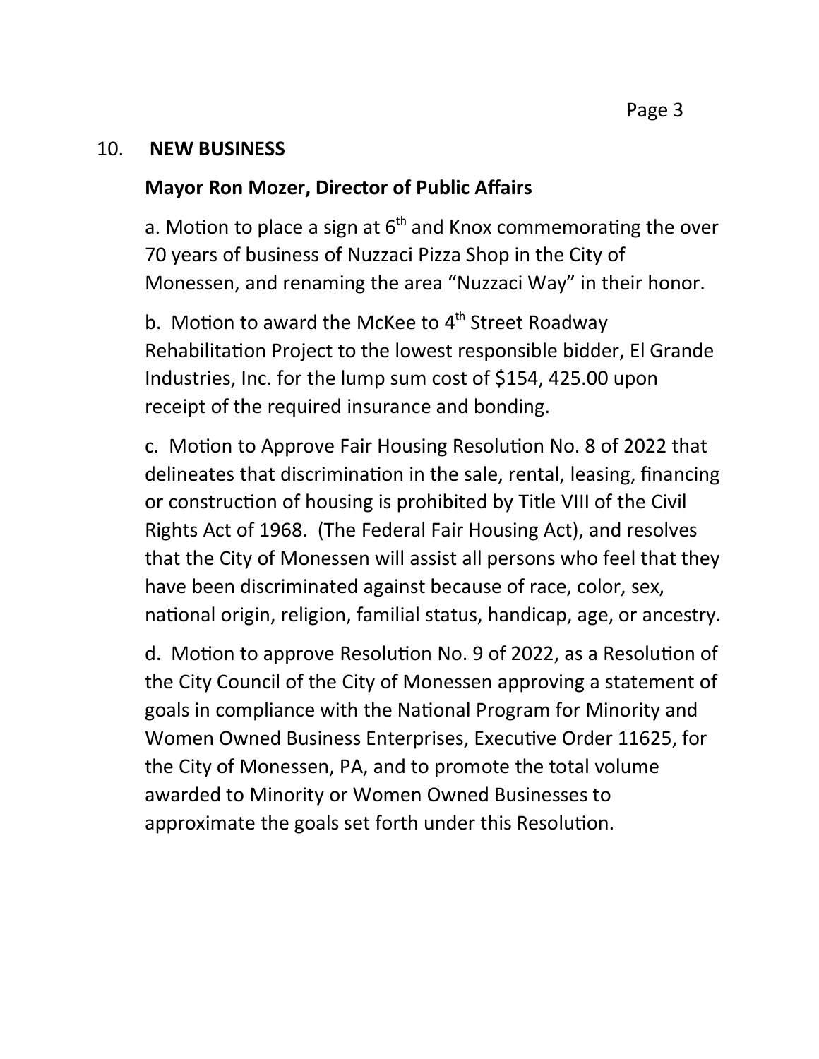## 10. NEW BUSINESS

### Mayor Ron Mozer, Director of Public Affairs

a. Motion to place a sign at 6th and Knox commemorating the over 70 years of business of Nuzzaci Pizza Shop in the City of Monessen, and renaming the area "Nuzzaci Way" in their honor.

b. Motion to award the McKee to 4th Street Roadway Rehabilitation Project to the lowest responsible bidder, El Grande Industries, Inc. for the lump sum cost of $154, 425.00 upon receipt of the required insurance and bonding.

c. Motion to Approve Fair Housing Resolution No. 8 of 2022 that delineates that discrimination in the sale, rental, leasing, financing or construction of housing is prohibited by Title VIII of the Civil Rights Act of 1968. (The Federal Fair Housing Act), and resolves that the City of Monessen will assist all persons who feel that they have been discriminated against because of race, color, sex, national origin, religion, familial status, handicap, age, or ancestry.

d. Motion to approve Resolution No. 9 of 2022, as a Resolution of the City Council of the City of Monessen approving a statement of goals in compliance with the National Program for Minority and Women Owned Business Enterprises, Executive Order 11625, for the City of Monessen, PA, and to promote the total volume awarded to Minority or Women Owned Businesses to approximate the goals set forth under this Resolution.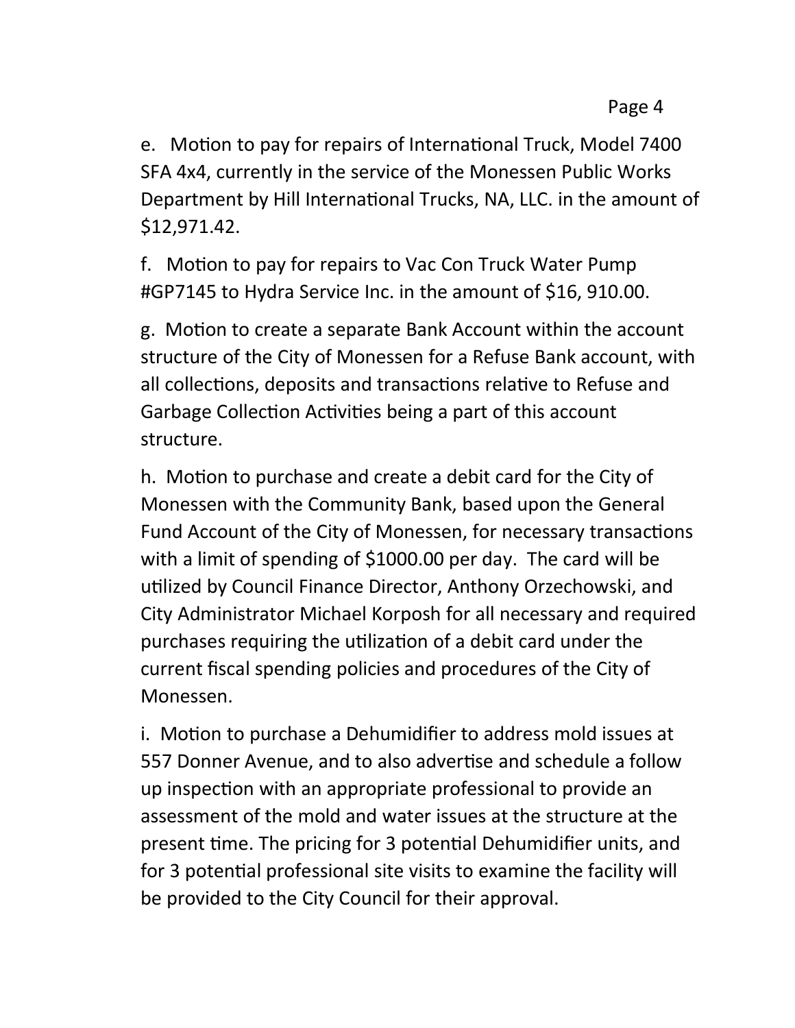e. Motion to pay for repairs of International Truck, Model 7400 SFA 4x4, currently in the service of the Monessen Public Works Department by Hill International Trucks, NA, LLC. in the amount of $12,971.42.

f. Motion to pay for repairs to Vac Con Truck Water Pump #GP7145 to Hydra Service Inc. in the amount of $16, 910.00.

g. Motion to create a separate Bank Account within the account structure of the City of Monessen for a Refuse Bank account, with all collections, deposits and transactions relative to Refuse and Garbage Collection Activities being a part of this account structure.

h. Motion to purchase and create a debit card for the City of Monessen with the Community Bank, based upon the General Fund Account of the City of Monessen, for necessary transactions with a limit of spending of $1000.00 per day. The card will be utilized by Council Finance Director, Anthony Orzechowski, and City Administrator Michael Korposh for all necessary and required purchases requiring the utilization of a debit card under the current fiscal spending policies and procedures of the City of Monessen.

i. Motion to purchase a Dehumidifier to address mold issues at 557 Donner Avenue, and to also advertise and schedule a follow up inspection with an appropriate professional to provide an assessment of the mold and water issues at the structure at the present time. The pricing for 3 potential Dehumidifier units, and for 3 potential professional site visits to examine the facility will be provided to the City Council for their approval.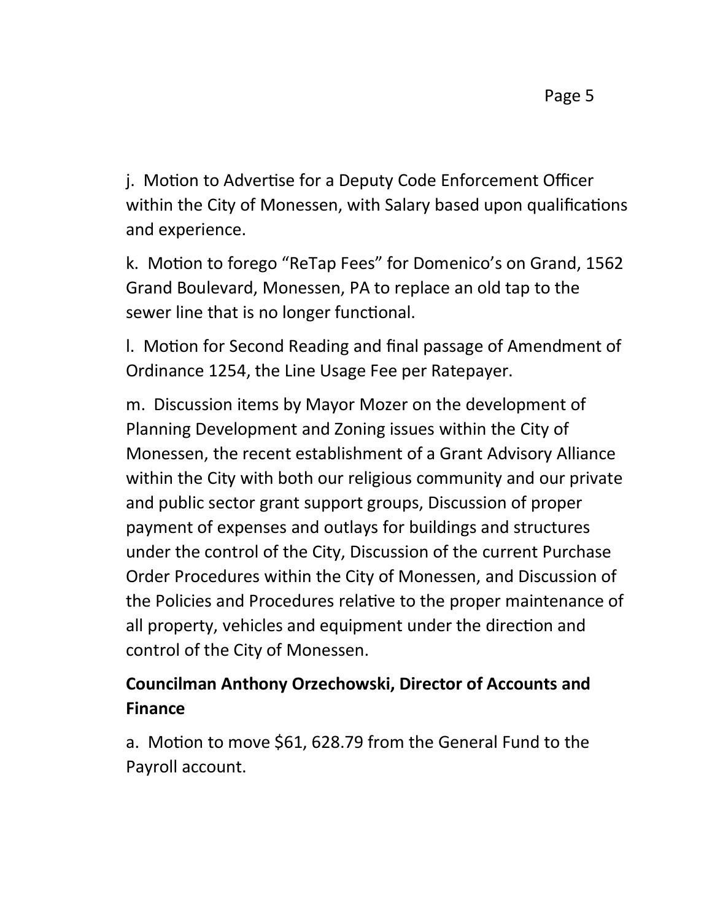j. Motion to Advertise for a Deputy Code Enforcement Officer within the City of Monessen, with Salary based upon qualifications and experience.

k. Motion to forego "ReTap Fees" for Domenico's on Grand, 1562 Grand Boulevard, Monessen, PA to replace an old tap to the sewer line that is no longer functional.

l. Motion for Second Reading and final passage of Amendment of Ordinance 1254, the Line Usage Fee per Ratepayer.

m. Discussion items by Mayor Mozer on the development of Planning Development and Zoning issues within the City of Monessen, the recent establishment of a Grant Advisory Alliance within the City with both our religious community and our private and public sector grant support groups, Discussion of proper payment of expenses and outlays for buildings and structures under the control of the City, Discussion of the current Purchase Order Procedures within the City of Monessen, and Discussion of the Policies and Procedures relative to the proper maintenance of all property, vehicles and equipment under the direction and control of the City of Monessen.

**Councilman Anthony Orzechowski, Director of Accounts and Finance**

a. Motion to move $61, 628.79 from the General Fund to the Payroll account.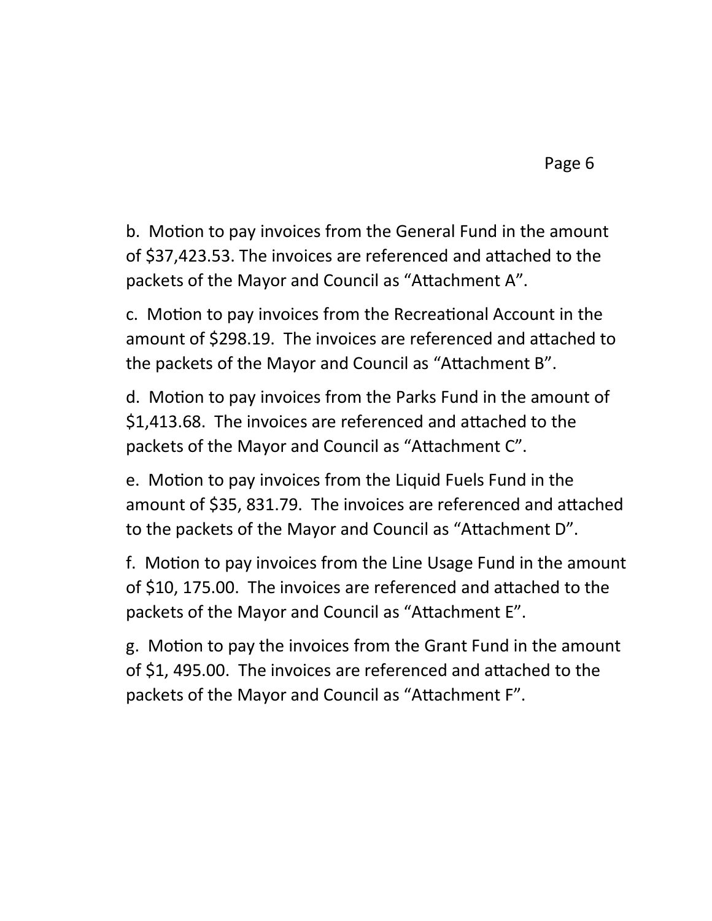b. Motion to pay invoices from the General Fund in the amount of $37,423.53. The invoices are referenced and attached to the packets of the Mayor and Council as “Attachment A”.

c. Motion to pay invoices from the Recreational Account in the amount of $298.19. The invoices are referenced and attached to the packets of the Mayor and Council as “Attachment B”.

d. Motion to pay invoices from the Parks Fund in the amount of $1,413.68. The invoices are referenced and attached to the packets of the Mayor and Council as “Attachment C”.

e. Motion to pay invoices from the Liquid Fuels Fund in the amount of $35, 831.79. The invoices are referenced and attached to the packets of the Mayor and Council as “Attachment D”.

f. Motion to pay invoices from the Line Usage Fund in the amount of $10, 175.00. The invoices are referenced and attached to the packets of the Mayor and Council as “Attachment E”.

g. Motion to pay the invoices from the Grant Fund in the amount of $1, 495.00. The invoices are referenced and attached to the packets of the Mayor and Council as “Attachment F”.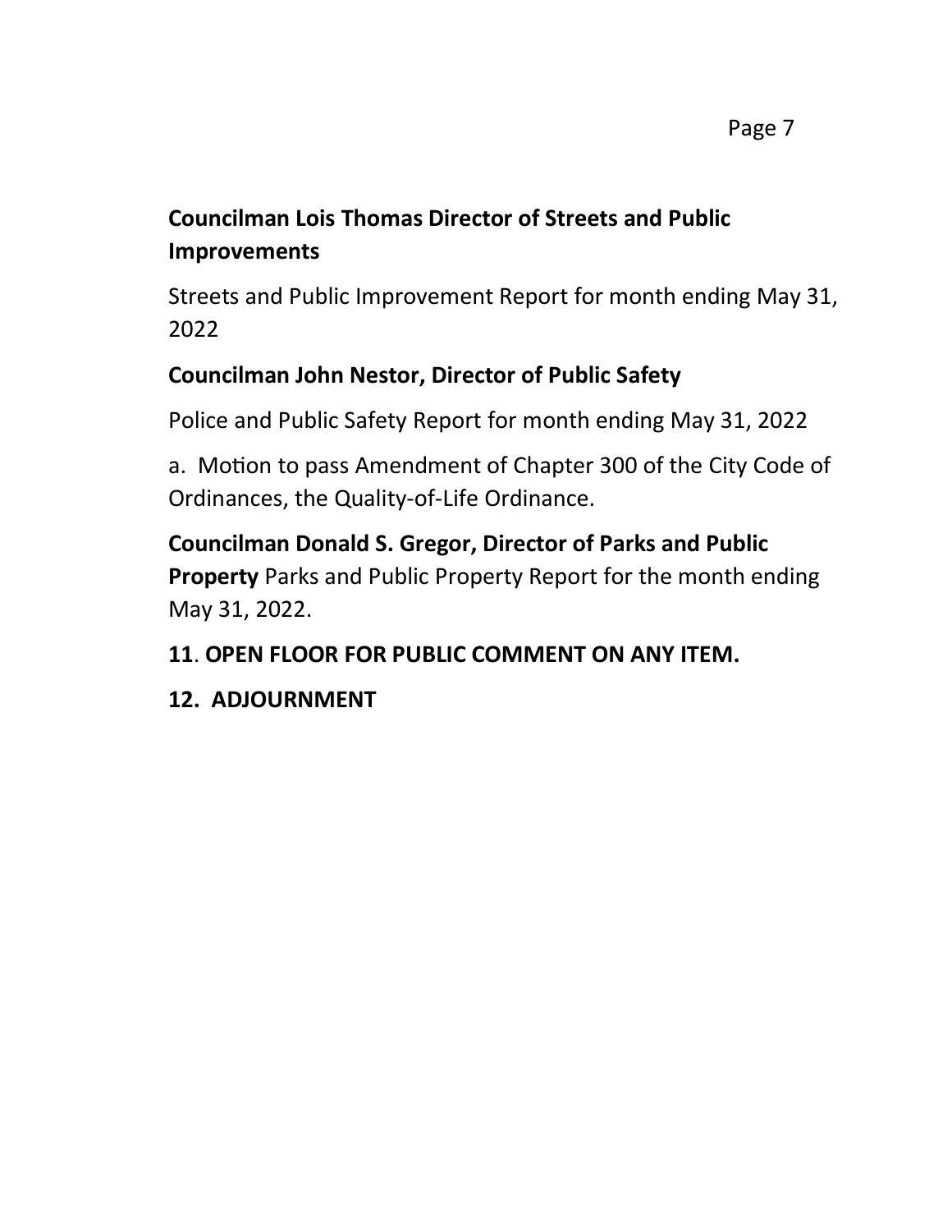**Councilman Lois Thomas Director of Streets and Public Improvements**

Streets and Public Improvement Report for month ending May 31, 2022

**Councilman John Nestor, Director of Public Safety**

Police and Public Safety Report for month ending May 31, 2022

a. Motion to pass Amendment of Chapter 300 of the City Code of Ordinances, the Quality-of-Life Ordinance.

**Councilman Donald S. Gregor, Director of Parks and Public Property** Parks and Public Property Report for the month ending May 31, 2022.

**11**. **OPEN FLOOR FOR PUBLIC COMMENT ON ANY ITEM.**

**12. ADJOURNMENT**